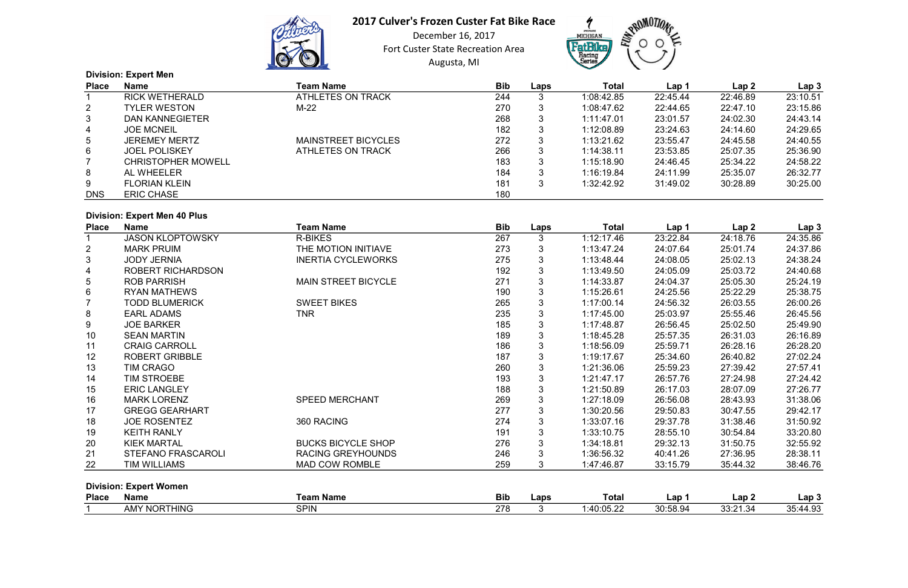# 2017 Culver's Frozen Custer Fat Bike Race

December 16, 2017

Fort Custer State Recreation Area

Augusta, MI

**Division: Expert Men**

| Place | Name | Team Name | Bib | Laps | Total | Lap 1 | Lap 2 | Lap 3 |
|---|---|---|---|---|---|---|---|---|
| 1 | RICK WETHERALD | ATHLETES ON TRACK | 244 | 3 | 1:08:42.85 | 22:45.44 | 22:46.89 | 23:10.51 |
| 2 | TYLER WESTON | M-22 | 270 | 3 | 1:08:47.62 | 22:44.65 | 22:47.10 | 23:15.86 |
| 3 | DAN KANNEGIETER | | 268 | 3 | 1:11:47.01 | 23:01.57 | 24:02.30 | 24:43.14 |
| 4 | JOE MCNEIL | | 182 | 3 | 1:12:08.89 | 23:24.63 | 24:14.60 | 24:29.65 |
| 5 | JEREMEY MERTZ | MAINSTREET BICYCLES | 272 | 3 | 1:13:21.62 | 23:55.47 | 24:45.58 | 24:40.55 |
| 6 | JOEL POLISKEY | ATHLETES ON TRACK | 266 | 3 | 1:14:38.11 | 23:53.85 | 25:07.35 | 25:36.90 |
| 7 | CHRISTOPHER MOWELL | | 183 | 3 | 1:15:18.90 | 24:46.45 | 25:34.22 | 24:58.22 |
| 8 | AL WHEELER | | 184 | 3 | 1:16:19.84 | 24:11.99 | 25:35.07 | 26:32.77 |
| 9 | FLORIAN KLEIN | | 181 | 3 | 1:32:42.92 | 31:49.02 | 30:28.89 | 30:25.00 |
| DNS | ERIC CHASE | | 180 | | | | | |

**Division: Expert Men 40 Plus**

| Place | Name | Team Name | Bib | Laps | Total | Lap 1 | Lap 2 | Lap 3 |
|---|---|---|---|---|---|---|---|---|
| 1 | JASON KLOPTOWSKY | R-BIKES | 267 | 3 | 1:12:17.46 | 23:22.84 | 24:18.76 | 24:35.86 |
| 2 | MARK PRUIM | THE MOTION INITIAVE | 273 | 3 | 1:13:47.24 | 24:07.64 | 25:01.74 | 24:37.86 |
| 3 | JODY JERNIA | INERTIA CYCLEWORKS | 275 | 3 | 1:13:48.44 | 24:08.05 | 25:02.13 | 24:38.24 |
| 4 | ROBERT RICHARDSON | | 192 | 3 | 1:13:49.50 | 24:05.09 | 25:03.72 | 24:40.68 |
| 5 | ROB PARRISH | MAIN STREET BICYCLE | 271 | 3 | 1:14:33.87 | 24:04.37 | 25:05.30 | 25:24.19 |
| 6 | RYAN MATHEWS | | 190 | 3 | 1:15:26.61 | 24:25.56 | 25:22.29 | 25:38.75 |
| 7 | TODD BLUMERICK | SWEET BIKES | 265 | 3 | 1:17:00.14 | 24:56.32 | 26:03.55 | 26:00.26 |
| 8 | EARL ADAMS | TNR | 235 | 3 | 1:17:45.00 | 25:03.97 | 25:55.46 | 26:45.56 |
| 9 | JOE BARKER | | 185 | 3 | 1:17:48.87 | 26:56.45 | 25:02.50 | 25:49.90 |
| 10 | SEAN MARTIN | | 189 | 3 | 1:18:45.28 | 25:57.35 | 26:31.03 | 26:16.89 |
| 11 | CRAIG CARROLL | | 186 | 3 | 1:18:56.09 | 25:59.71 | 26:28.16 | 26:28.20 |
| 12 | ROBERT GRIBBLE | | 187 | 3 | 1:19:17.67 | 25:34.60 | 26:40.82 | 27:02.24 |
| 13 | TIM CRAGO | | 260 | 3 | 1:21:36.06 | 25:59.23 | 27:39.42 | 27:57.41 |
| 14 | TIM STROEBE | | 193 | 3 | 1:21:47.17 | 26:57.76 | 27:24.98 | 27:24.42 |
| 15 | ERIC LANGLEY | | 188 | 3 | 1:21:50.89 | 26:17.03 | 28:07.09 | 27:26.77 |
| 16 | MARK LORENZ | SPEED MERCHANT | 269 | 3 | 1:27:18.09 | 26:56.08 | 28:43.93 | 31:38.06 |
| 17 | GREGG GEARHART | | 277 | 3 | 1:30:20.56 | 29:50.83 | 30:47.55 | 29:42.17 |
| 18 | JOE ROSENTEZ | 360 RACING | 274 | 3 | 1:33:07.16 | 29:37.78 | 31:38.46 | 31:50.92 |
| 19 | KEITH RANLY | | 191 | 3 | 1:33:10.75 | 28:55.10 | 30:54.84 | 33:20.80 |
| 20 | KIEK MARTAL | BUCKS BICYCLE SHOP | 276 | 3 | 1:34:18.81 | 29:32.13 | 31:50.75 | 32:55.92 |
| 21 | STEFANO FRASCAROLI | RACING GREYHOUNDS | 246 | 3 | 1:36:56.32 | 40:41.26 | 27:36.95 | 28:38.11 |
| 22 | TIM WILLIAMS | MAD COW ROMBLE | 259 | 3 | 1:47:46.87 | 33:15.79 | 35:44.32 | 38:46.76 |

**Division: Expert Women**

| Place | Name | Team Name | Bib | Laps | Total | Lap 1 | Lap 2 | Lap 3 |
|---|---|---|---|---|---|---|---|---|
| 1 | AMY NORTHING | SPIN | 278 | 3 | 1:40:05.22 | 30:58.94 | 33:21.34 | 35:44.93 |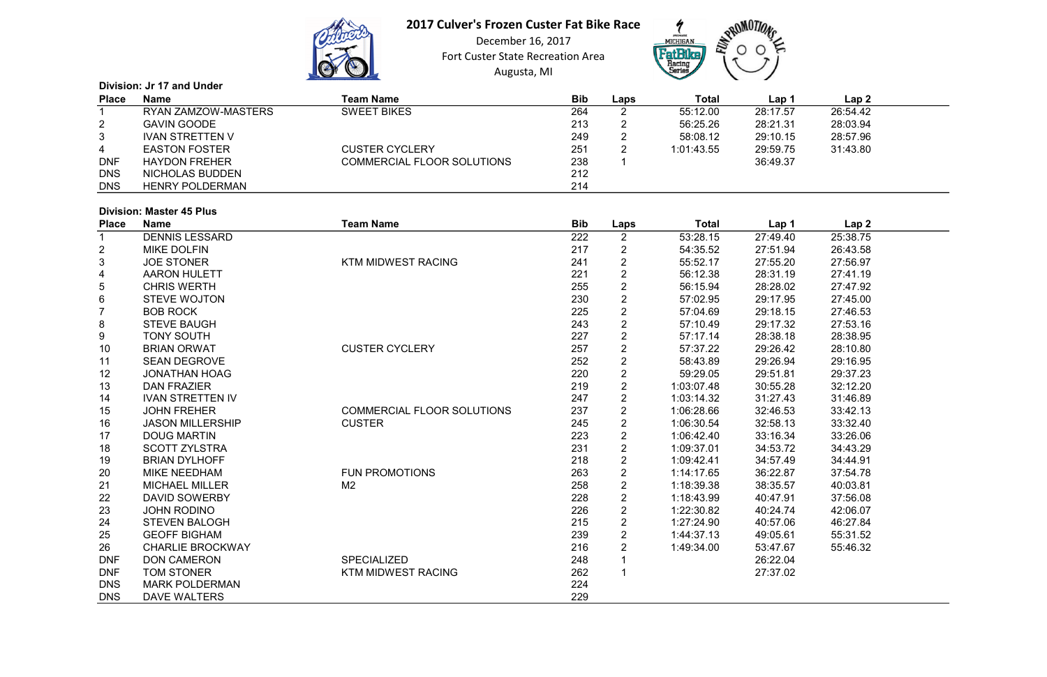# 2017 Culver's Frozen Custer Fat Bike Race

December 16, 2017

Fort Custer State Recreation Area

Augusta, MI

**Division: Jr 17 and Under**

| Place | Name | Team Name | Bib | Laps | Total | Lap 1 | Lap 2 |
|---|---|---|---|---|---|---|---|
| 1 | RYAN ZAMZOW-MASTERS | SWEET BIKES | 264 | 2 | 55:12.00 | 28:17.57 | 26:54.42 |
| 2 | GAVIN GOODE | | 213 | 2 | 56:25.26 | 28:21.31 | 28:03.94 |
| 3 | IVAN STRETTEN V | | 249 | 2 | 58:08.12 | 29:10.15 | 28:57.96 |
| 4 | EASTON FOSTER | CUSTER CYCLERY | 251 | 2 | 1:01:43.55 | 29:59.75 | 31:43.80 |
| DNF | HAYDON FREHER | COMMERCIAL FLOOR SOLUTIONS | 238 | 1 | | 36:49.37 | |
| DNS | NICHOLAS BUDDEN | | 212 | | | | |
| DNS | HENRY POLDERMAN | | 214 | | | | |

**Division: Master 45 Plus**

| Place | Name | Team Name | Bib | Laps | Total | Lap 1 | Lap 2 |
|---|---|---|---|---|---|---|---|
| 1 | DENNIS LESSARD | | 222 | 2 | 53:28.15 | 27:49.40 | 25:38.75 |
| 2 | MIKE DOLFIN | | 217 | 2 | 54:35.52 | 27:51.94 | 26:43.58 |
| 3 | JOE STONER | KTM MIDWEST RACING | 241 | 2 | 55:52.17 | 27:55.20 | 27:56.97 |
| 4 | AARON HULETT | | 221 | 2 | 56:12.38 | 28:31.19 | 27:41.19 |
| 5 | CHRIS WERTH | | 255 | 2 | 56:15.94 | 28:28.02 | 27:47.92 |
| 6 | STEVE WOJTON | | 230 | 2 | 57:02.95 | 29:17.95 | 27:45.00 |
| 7 | BOB ROCK | | 225 | 2 | 57:04.69 | 29:18.15 | 27:46.53 |
| 8 | STEVE BAUGH | | 243 | 2 | 57:10.49 | 29:17.32 | 27:53.16 |
| 9 | TONY SOUTH | | 227 | 2 | 57:17.14 | 28:38.18 | 28:38.95 |
| 10 | BRIAN ORWAT | CUSTER CYCLERY | 257 | 2 | 57:37.22 | 29:26.42 | 28:10.80 |
| 11 | SEAN DEGROVE | | 252 | 2 | 58:43.89 | 29:26.94 | 29:16.95 |
| 12 | JONATHAN HOAG | | 220 | 2 | 59:29.05 | 29:51.81 | 29:37.23 |
| 13 | DAN FRAZIER | | 219 | 2 | 1:03:07.48 | 30:55.28 | 32:12.20 |
| 14 | IVAN STRETTEN IV | | 247 | 2 | 1:03:14.32 | 31:27.43 | 31:46.89 |
| 15 | JOHN FREHER | COMMERCIAL FLOOR SOLUTIONS | 237 | 2 | 1:06:28.66 | 32:46.53 | 33:42.13 |
| 16 | JASON MILLERSHIP | CUSTER | 245 | 2 | 1:06:30.54 | 32:58.13 | 33:32.40 |
| 17 | DOUG MARTIN | | 223 | 2 | 1:06:42.40 | 33:16.34 | 33:26.06 |
| 18 | SCOTT ZYLSTRA | | 231 | 2 | 1:09:37.01 | 34:53.72 | 34:43.29 |
| 19 | BRIAN DYLHOFF | | 218 | 2 | 1:09:42.41 | 34:57.49 | 34:44.91 |
| 20 | MIKE NEEDHAM | FUN PROMOTIONS | 263 | 2 | 1:14:17.65 | 36:22.87 | 37:54.78 |
| 21 | MICHAEL MILLER | M2 | 258 | 2 | 1:18:39.38 | 38:35.57 | 40:03.81 |
| 22 | DAVID SOWERBY | | 228 | 2 | 1:18:43.99 | 40:47.91 | 37:56.08 |
| 23 | JOHN RODINO | | 226 | 2 | 1:22:30.82 | 40:24.74 | 42:06.07 |
| 24 | STEVEN BALOGH | | 215 | 2 | 1:27:24.90 | 40:57.06 | 46:27.84 |
| 25 | GEOFF BIGHAM | | 239 | 2 | 1:44:37.13 | 49:05.61 | 55:31.52 |
| 26 | CHARLIE BROCKWAY | | 216 | 2 | 1:49:34.00 | 53:47.67 | 55:46.32 |
| DNF | DON CAMERON | SPECIALIZED | 248 | 1 | | 26:22.04 | |
| DNF | TOM STONER | KTM MIDWEST RACING | 262 | 1 | | 27:37.02 | |
| DNS | MARK POLDERMAN | | 224 | | | | |
| DNS | DAVE WALTERS | | 229 | | | | |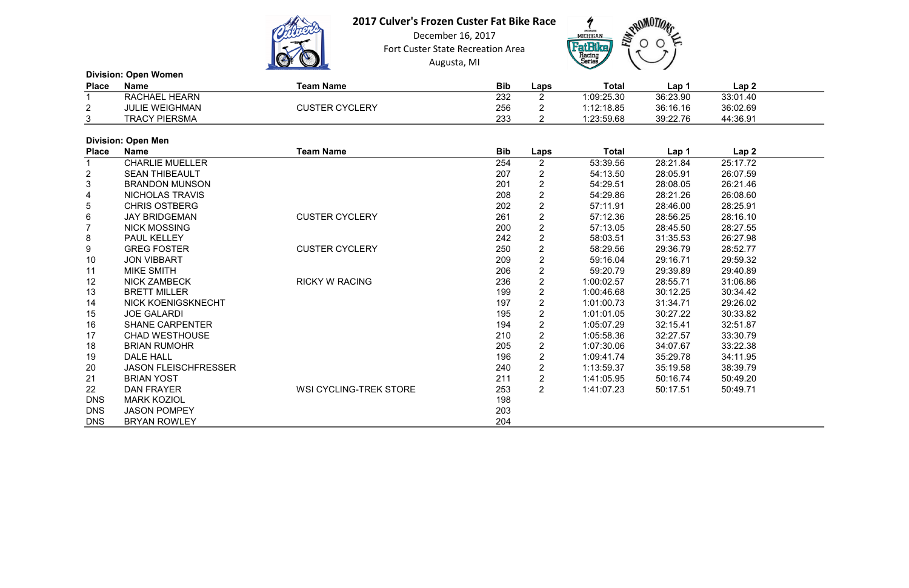# 2017 Culver's Frozen Custer Fat Bike Race

December 16, 2017
Fort Custer State Recreation Area
Augusta, MI

**Division: Open Women**

| Place | Name | Team Name | Bib | Laps | Total | Lap 1 | Lap 2 |
|---|---|---|---|---|---|---|---|
| 1 | RACHAEL HEARN | | 232 | 2 | 1:09:25.30 | 36:23.90 | 33:01.40 |
| 2 | JULIE WEIGHMAN | CUSTER CYCLERY | 256 | 2 | 1:12:18.85 | 36:16.16 | 36:02.69 |
| 3 | TRACY PIERSMA | | 233 | 2 | 1:23:59.68 | 39:22.76 | 44:36.91 |

**Division: Open Men**

| Place | Name | Team Name | Bib | Laps | Total | Lap 1 | Lap 2 |
|---|---|---|---|---|---|---|---|
| 1 | CHARLIE MUELLER | | 254 | 2 | 53:39.56 | 28:21.84 | 25:17.72 |
| 2 | SEAN THIBEAULT | | 207 | 2 | 54:13.50 | 28:05.91 | 26:07.59 |
| 3 | BRANDON MUNSON | | 201 | 2 | 54:29.51 | 28:08.05 | 26:21.46 |
| 4 | NICHOLAS TRAVIS | | 208 | 2 | 54:29.86 | 28:21.26 | 26:08.60 |
| 5 | CHRIS OSTBERG | | 202 | 2 | 57:11.91 | 28:46.00 | 28:25.91 |
| 6 | JAY BRIDGEMAN | CUSTER CYCLERY | 261 | 2 | 57:12.36 | 28:56.25 | 28:16.10 |
| 7 | NICK MOSSING | | 200 | 2 | 57:13.05 | 28:45.50 | 28:27.55 |
| 8 | PAUL KELLEY | | 242 | 2 | 58:03.51 | 31:35.53 | 26:27.98 |
| 9 | GREG FOSTER | CUSTER CYCLERY | 250 | 2 | 58:29.56 | 29:36.79 | 28:52.77 |
| 10 | JON VIBBART | | 209 | 2 | 59:16.04 | 29:16.71 | 29:59.32 |
| 11 | MIKE SMITH | | 206 | 2 | 59:20.79 | 29:39.89 | 29:40.89 |
| 12 | NICK ZAMBECK | RICKY W RACING | 236 | 2 | 1:00:02.57 | 28:55.71 | 31:06.86 |
| 13 | BRETT MILLER | | 199 | 2 | 1:00:46.68 | 30:12.25 | 30:34.42 |
| 14 | NICK KOENIGSKNECHT | | 197 | 2 | 1:01:00.73 | 31:34.71 | 29:26.02 |
| 15 | JOE GALARDI | | 195 | 2 | 1:01:01.05 | 30:27.22 | 30:33.82 |
| 16 | SHANE CARPENTER | | 194 | 2 | 1:05:07.29 | 32:15.41 | 32:51.87 |
| 17 | CHAD WESTHOUSE | | 210 | 2 | 1:05:58.36 | 32:27.57 | 33:30.79 |
| 18 | BRIAN RUMOHR | | 205 | 2 | 1:07:30.06 | 34:07.67 | 33:22.38 |
| 19 | DALE HALL | | 196 | 2 | 1:09:41.74 | 35:29.78 | 34:11.95 |
| 20 | JASON FLEISCHFRESSER | | 240 | 2 | 1:13:59.37 | 35:19.58 | 38:39.79 |
| 21 | BRIAN YOST | | 211 | 2 | 1:41:05.95 | 50:16.74 | 50:49.20 |
| 22 | DAN FRAYER | WSI CYCLING-TREK STORE | 253 | 2 | 1:41:07.23 | 50:17.51 | 50:49.71 |
| DNS | MARK KOZIOL | | 198 | | | | |
| DNS | JASON POMPEY | | 203 | | | | |
| DNS | BRYAN ROWLEY | | 204 | | | | |